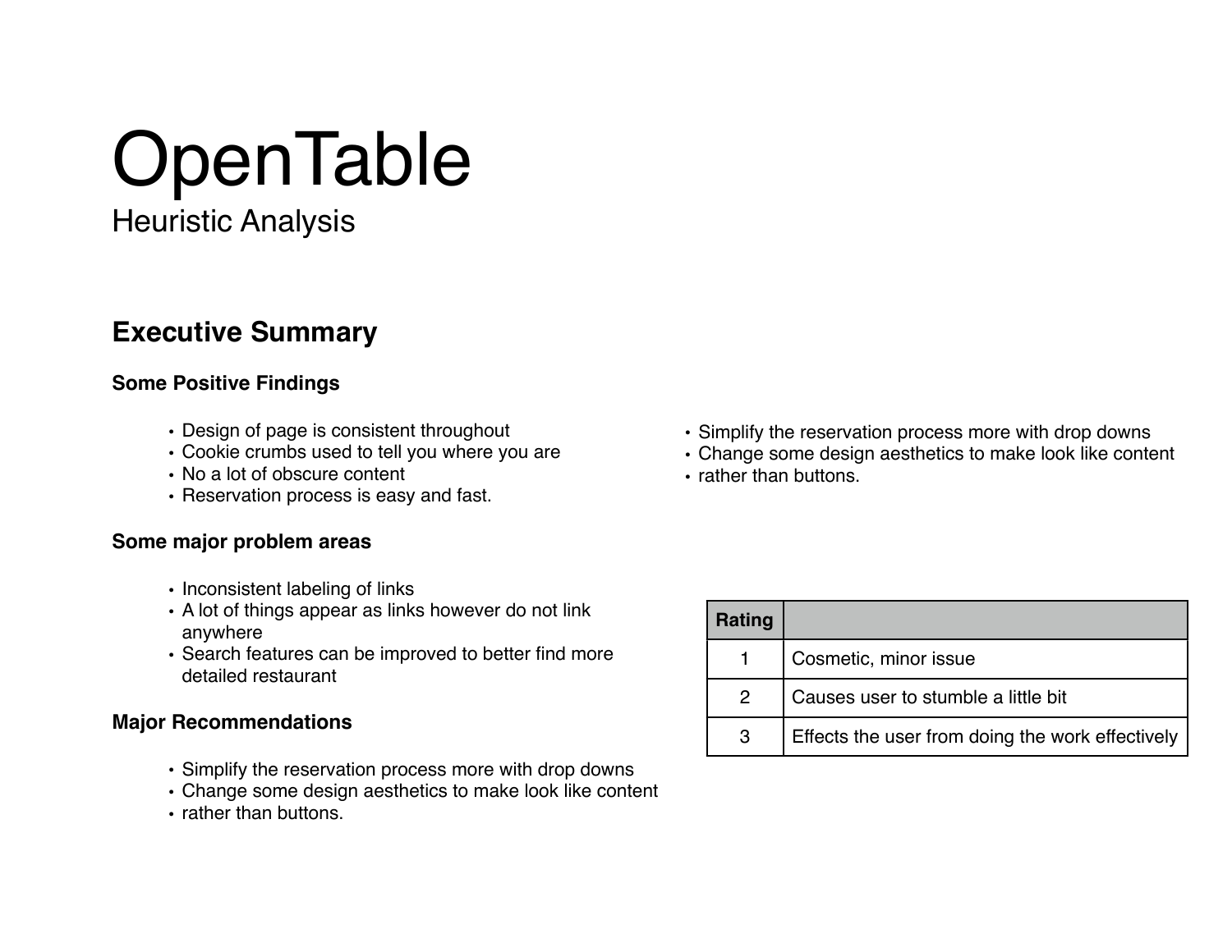# OpenTable

## Heuristic Analysis

### Executive Summary

#### Some Positive Findings

- Design of page is consistent throughout
- Cookie crumbs used to tell you where you are
- No a lot of obscure content
- Reservation process is easy and fast.

#### Some major problem areas

- Inconsistent labeling of links
- A lot of things appear as links however do not link anywhere
- Search features can be improved to better find more detailed restaurant

#### Major Recommendations

- Simplify the reservation process more with drop downs
- Change some design aesthetics to make look like content
- rather than buttons.

- Simplify the reservation process more with drop downs
- Change some design aesthetics to make look like content
- rather than buttons.

| Rating | |
|---|---|
| 1 | Cosmetic, minor issue |
| 2 | Causes user to stumble a little bit |
| 3 | Effects the user from doing the work effectively |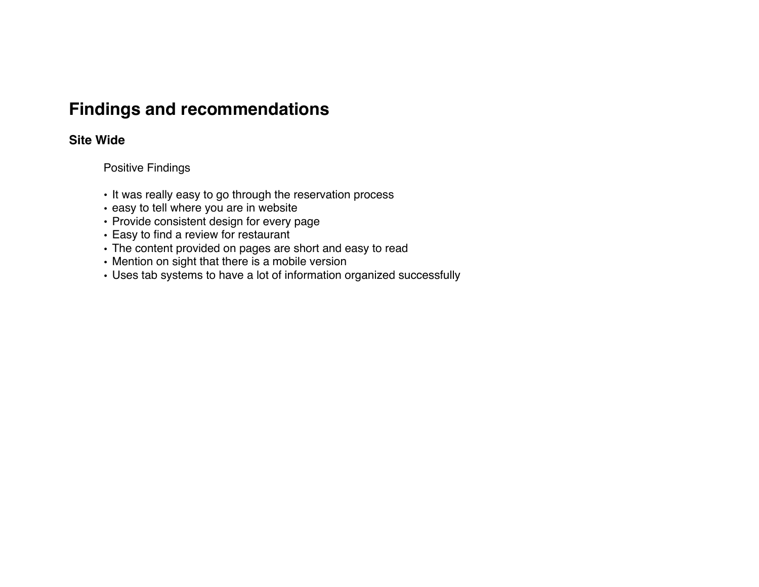# Findings and recommendations

## Site Wide

Positive Findings

- It was really easy to go through the reservation process
- easy to tell where you are in website
- Provide consistent design for every page
- Easy to find a review for restaurant
- The content provided on pages are short and easy to read
- Mention on sight that there is a mobile version
- Uses tab systems to have a lot of information organized successfully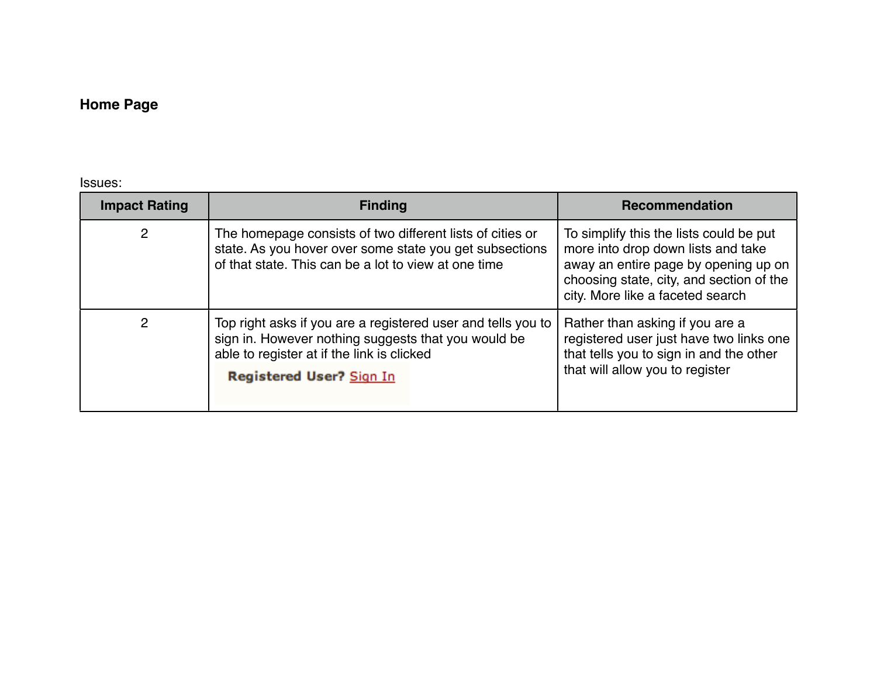## Home Page

Issues:

| Impact Rating | Finding | Recommendation |
| --- | --- | --- |
| 2 | The homepage consists of two different lists of cities or state. As you hover over some state you get subsections of that state. This can be a lot to view at one time | To simplify this the lists could be put more into drop down lists and take away an entire page by opening up on choosing state, city, and section of the city. More like a faceted search |
| 2 | Top right asks if you are a registered user and tells you to sign in. However nothing suggests that you would be able to register at if the link is clicked<br>**Registered User?** Sign In | Rather than asking if you are a registered user just have two links one that tells you to sign in and the other that will allow you to register |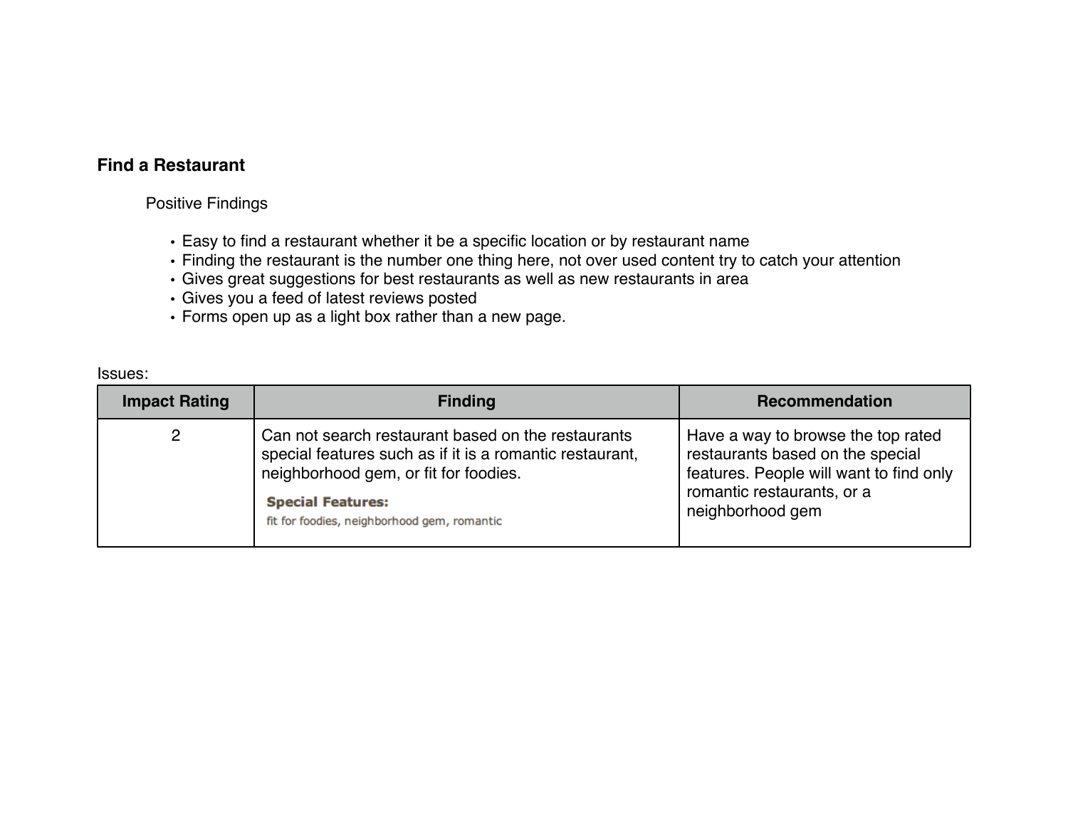## Find a Restaurant

Positive Findings

- Easy to find a restaurant whether it be a specific location or by restaurant name
- Finding the restaurant is the number one thing here, not over used content try to catch your attention
- Gives great suggestions for best restaurants as well as new restaurants in area
- Gives you a feed of latest reviews posted
- Forms open up as a light box rather than a new page.

Issues:

| Impact Rating | Finding | Recommendation |
|---|---|---|
| 2 | Can not search restaurant based on the restaurants special features such as if it is a romantic restaurant, neighborhood gem, or fit for foodies. **Special Features:** fit for foodies, neighborhood gem, romantic | Have a way to browse the top rated restaurants based on the special features. People will want to find only romantic restaurants, or a neighborhood gem |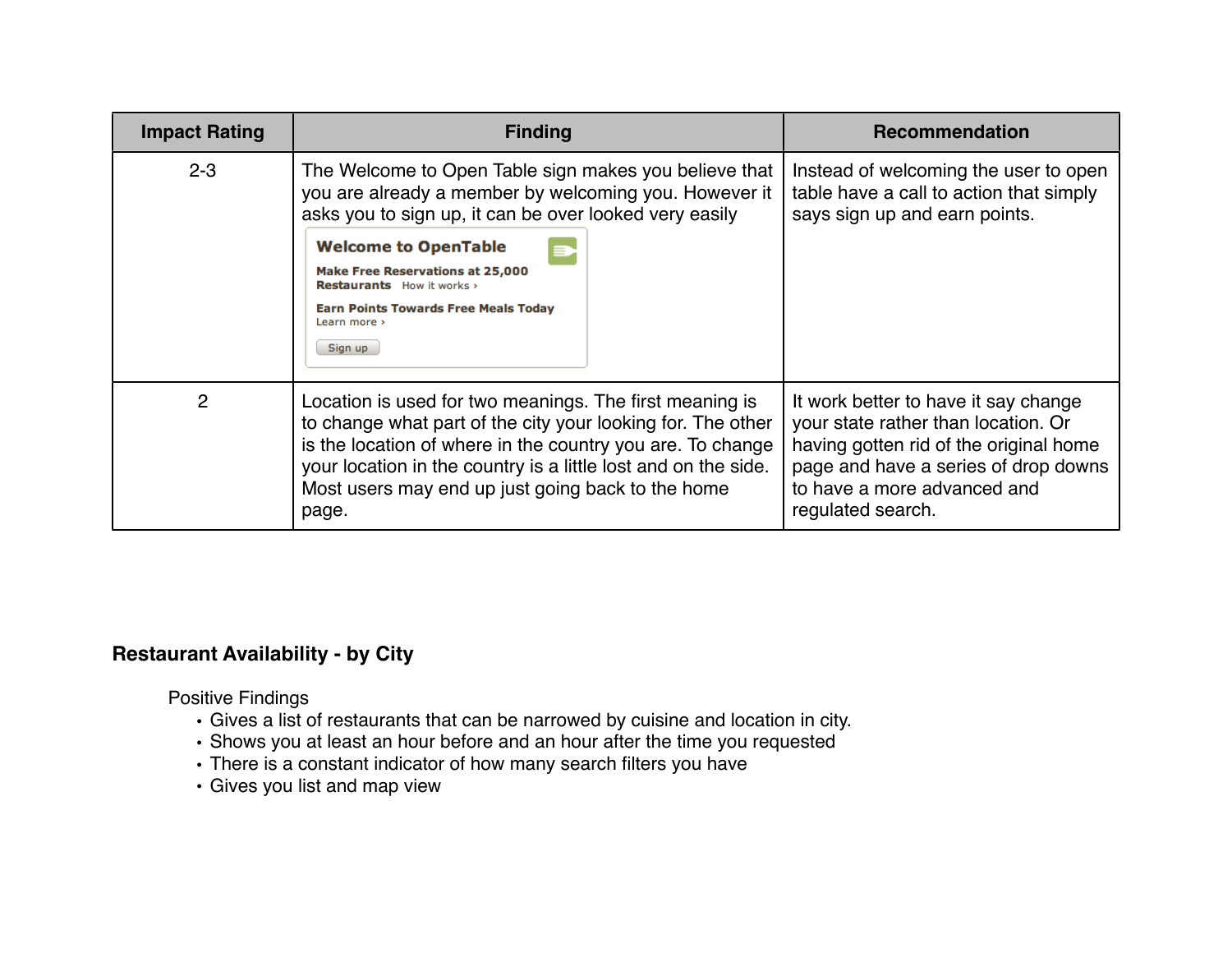| Impact Rating | Finding | Recommendation |
| --- | --- | --- |
| 2-3 | The Welcome to Open Table sign makes you believe that you are already a member by welcoming you. However it asks you to sign up, it can be over looked very easily<br>**Welcome to OpenTable**<br>**Make Free Reservations at 25,000 Restaurants** How it works ›<br>**Earn Points Towards Free Meals Today** Learn more ›<br>Sign up | Instead of welcoming the user to open table have a call to action that simply says sign up and earn points. |
| 2 | Location is used for two meanings. The first meaning is to change what part of the city your looking for. The other is the location of where in the country you are. To change your location in the country is a little lost and on the side. Most users may end up just going back to the home page. | It work better to have it say change your state rather than location. Or having gotten rid of the original home page and have a series of drop downs to have a more advanced and regulated search. |

**Restaurant Availability - by City**

Positive Findings

- Gives a list of restaurants that can be narrowed by cuisine and location in city.
- Shows you at least an hour before and an hour after the time you requested
- There is a constant indicator of how many search filters you have
- Gives you list and map view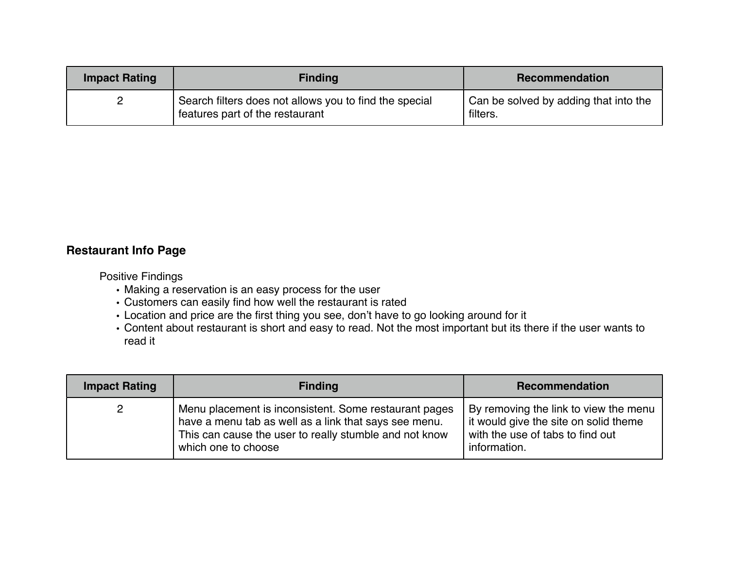| Impact Rating | Finding | Recommendation |
|---|---|---|
| 2 | Search filters does not allows you to find the special features part of the restaurant | Can be solved by adding that into the filters. |

**Restaurant Info Page**

Positive Findings

- Making a reservation is an easy process for the user
- Customers can easily find how well the restaurant is rated
- Location and price are the first thing you see, don't have to go looking around for it
- Content about restaurant is short and easy to read. Not the most important but its there if the user wants to read it

| Impact Rating | Finding | Recommendation |
|---|---|---|
| 2 | Menu placement is inconsistent. Some restaurant pages have a menu tab as well as a link that says see menu. This can cause the user to really stumble and not know which one to choose | By removing the link to view the menu it would give the site on solid theme with the use of tabs to find out information. |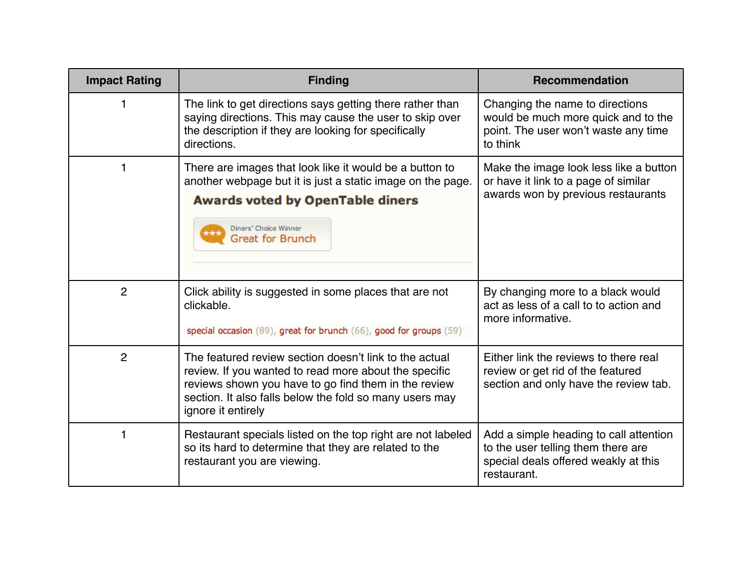| Impact Rating | Finding | Recommendation |
| --- | --- | --- |
| 1 | The link to get directions says getting there rather than saying directions. This may cause the user to skip over the description if they are looking for specifically directions. | Changing the name to directions would be much more quick and to the point. The user won't waste any time to think |
| 1 | There are images that look like it would be a button to another webpage but it is just a static image on the page. Awards voted by OpenTable diners Diners' Choice Winner Great for Brunch | Make the image look less like a button or have it link to a page of similar awards won by previous restaurants |
| 2 | Click ability is suggested in some places that are not clickable. special occasion (89), great for brunch (66), good for groups (59) | By changing more to a black would act as less of a call to to action and more informative. |
| 2 | The featured review section doesn't link to the actual review. If you wanted to read more about the specific reviews shown you have to go find them in the review section. It also falls below the fold so many users may ignore it entirely | Either link the reviews to there real review or get rid of the featured section and only have the review tab. |
| 1 | Restaurant specials listed on the top right are not labeled so its hard to determine that they are related to the restaurant you are viewing. | Add a simple heading to call attention to the user telling them there are special deals offered weakly at this restaurant. |